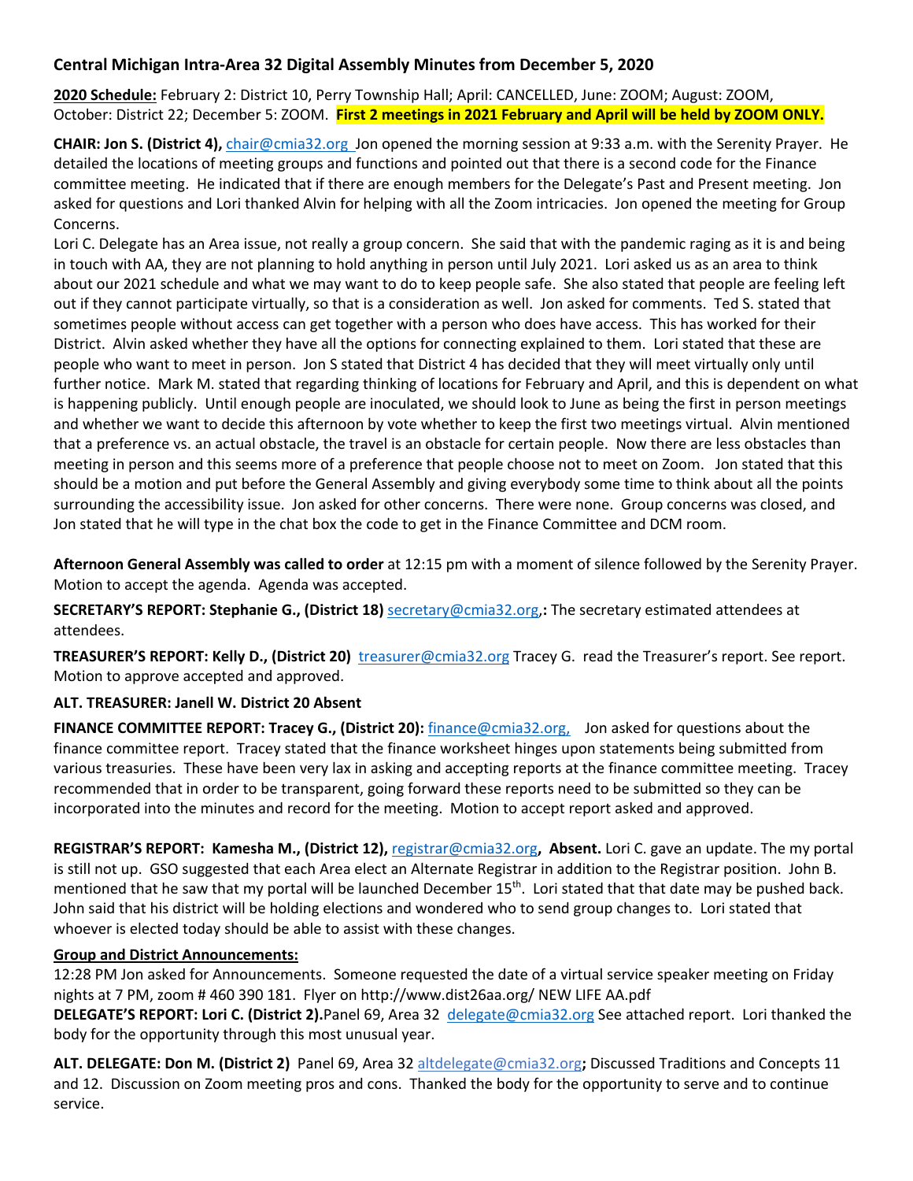## Central Michigan Intra-Area 32 Digital Assembly Minutes from December 5, 2020

**2020 Schedule:** February 2: District 10, Perry Township Hall; April: CANCELLED, June: ZOOM; August: ZOOM, October: District 22; December 5: ZOOM. **First 2 meetings in 2021 February and April will be held by ZOOM ONLY.**

**CHAIR: Jon S. (District 4),** chair@cmia32.org Jon opened the morning session at 9:33 a.m. with the Serenity Prayer. He detailed the locations of meeting groups and functions and pointed out that there is a second code for the Finance committee meeting. He indicated that if there are enough members for the Delegate's Past and Present meeting. Jon asked for questions and Lori thanked Alvin for helping with all the Zoom intricacies. Jon opened the meeting for Group Concerns.

Lori C. Delegate has an Area issue, not really a group concern. She said that with the pandemic raging as it is and being in touch with AA, they are not planning to hold anything in person until July 2021. Lori asked us as an area to think about our 2021 schedule and what we may want to do to keep people safe. She also stated that people are feeling left out if they cannot participate virtually, so that is a consideration as well. Jon asked for comments. Ted S. stated that sometimes people without access can get together with a person who does have access. This has worked for their District. Alvin asked whether they have all the options for connecting explained to them. Lori stated that these are people who want to meet in person. Jon S stated that District 4 has decided that they will meet virtually only until further notice. Mark M. stated that regarding thinking of locations for February and April, and this is dependent on what is happening publicly. Until enough people are inoculated, we should look to June as being the first in person meetings and whether we want to decide this afternoon by vote whether to keep the first two meetings virtual. Alvin mentioned that a preference vs. an actual obstacle, the travel is an obstacle for certain people. Now there are less obstacles than meeting in person and this seems more of a preference that people choose not to meet on Zoom. Jon stated that this should be a motion and put before the General Assembly and giving everybody some time to think about all the points surrounding the accessibility issue. Jon asked for other concerns. There were none. Group concerns was closed, and Jon stated that he will type in the chat box the code to get in the Finance Committee and DCM room.

**Afternoon General Assembly was called to order** at 12:15 pm with a moment of silence followed by the Serenity Prayer. Motion to accept the agenda. Agenda was accepted.

**SECRETARY'S REPORT: Stephanie G., (District 18)** secretary@cmia32.org,**:** The secretary estimated attendees at attendees.

**TREASURER'S REPORT: Kelly D., (District 20)** treasurer@cmia32.org Tracey G. read the Treasurer's report. See report. Motion to approve accepted and approved.

**ALT. TREASURER: Janell W. District 20 Absent**

**FINANCE COMMITTEE REPORT: Tracey G., (District 20):** finance@cmia32.org, Jon asked for questions about the finance committee report. Tracey stated that the finance worksheet hinges upon statements being submitted from various treasuries. These have been very lax in asking and accepting reports at the finance committee meeting. Tracey recommended that in order to be transparent, going forward these reports need to be submitted so they can be incorporated into the minutes and record for the meeting. Motion to accept report asked and approved.

**REGISTRAR'S REPORT: Kamesha M., (District 12),** registrar@cmia32.org**, Absent.** Lori C. gave an update. The my portal is still not up. GSO suggested that each Area elect an Alternate Registrar in addition to the Registrar position. John B. mentioned that he saw that my portal will be launched December 15th. Lori stated that that date may be pushed back. John said that his district will be holding elections and wondered who to send group changes to. Lori stated that whoever is elected today should be able to assist with these changes.

**Group and District Announcements:**

12:28 PM Jon asked for Announcements. Someone requested the date of a virtual service speaker meeting on Friday nights at 7 PM, zoom # 460 390 181. Flyer on http://www.dist26aa.org/ NEW LIFE AA.pdf

**DELEGATE'S REPORT: Lori C. (District 2).**Panel 69, Area 32 delegate@cmia32.org See attached report. Lori thanked the body for the opportunity through this most unusual year.

**ALT. DELEGATE: Don M. (District 2)** Panel 69, Area 32 altdelegate@cmia32.org**;** Discussed Traditions and Concepts 11 and 12. Discussion on Zoom meeting pros and cons. Thanked the body for the opportunity to serve and to continue service.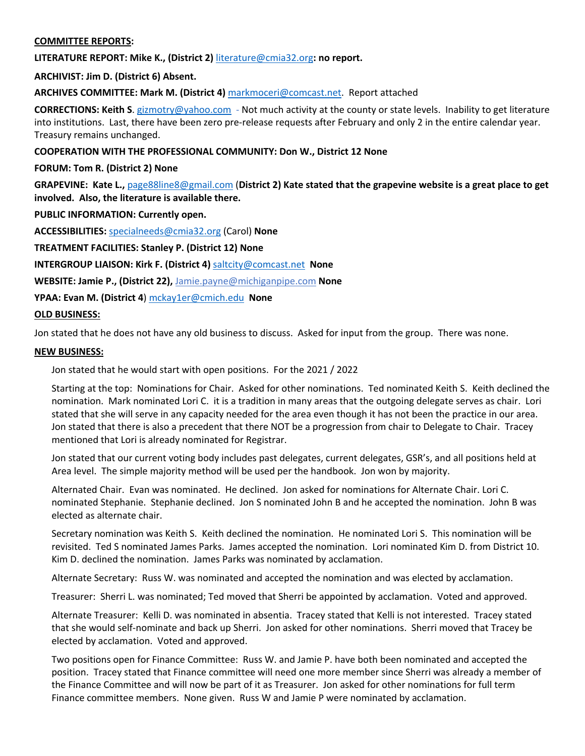**COMMITTEE REPORTS:**

**LITERATURE REPORT: Mike K., (District 2)** literature@cmia32.org**: no report.**

**ARCHIVIST: Jim D. (District 6) Absent.**

**ARCHIVES COMMITTEE: Mark M. (District 4)** markmoceri@comcast.net. Report attached

**CORRECTIONS: Keith S**. gizmotry@yahoo.com - Not much activity at the county or state levels. Inability to get literature into institutions. Last, there have been zero pre-release requests after February and only 2 in the entire calendar year. Treasury remains unchanged.

**COOPERATION WITH THE PROFESSIONAL COMMUNITY: Don W., District 12 None**

**FORUM: Tom R. (District 2) None**

**GRAPEVINE: Kate L.,** page88line8@gmail.com (**District 2) Kate stated that the grapevine website is a great place to get involved. Also, the literature is available there.**

**PUBLIC INFORMATION: Currently open.**

**ACCESSIBILITIES:** specialneeds@cmia32.org (Carol) **None**

**TREATMENT FACILITIES: Stanley P. (District 12) None**

**INTERGROUP LIAISON: Kirk F. (District 4)** saltcity@comcast.net **None**

**WEBSITE: Jamie P., (District 22),** Jamie.payne@michiganpipe.com **None**

**YPAA: Evan M. (District 4**) mckay1er@cmich.edu **None**

**OLD BUSINESS:**

Jon stated that he does not have any old business to discuss. Asked for input from the group. There was none.

**NEW BUSINESS:**

Jon stated that he would start with open positions. For the 2021 / 2022

Starting at the top: Nominations for Chair. Asked for other nominations. Ted nominated Keith S. Keith declined the nomination. Mark nominated Lori C. it is a tradition in many areas that the outgoing delegate serves as chair. Lori stated that she will serve in any capacity needed for the area even though it has not been the practice in our area. Jon stated that there is also a precedent that there NOT be a progression from chair to Delegate to Chair. Tracey mentioned that Lori is already nominated for Registrar.

Jon stated that our current voting body includes past delegates, current delegates, GSR's, and all positions held at Area level. The simple majority method will be used per the handbook. Jon won by majority.

Alternated Chair. Evan was nominated. He declined. Jon asked for nominations for Alternate Chair. Lori C. nominated Stephanie. Stephanie declined. Jon S nominated John B and he accepted the nomination. John B was elected as alternate chair.

Secretary nomination was Keith S. Keith declined the nomination. He nominated Lori S. This nomination will be revisited. Ted S nominated James Parks. James accepted the nomination. Lori nominated Kim D. from District 10. Kim D. declined the nomination. James Parks was nominated by acclamation.

Alternate Secretary: Russ W. was nominated and accepted the nomination and was elected by acclamation.

Treasurer: Sherri L. was nominated; Ted moved that Sherri be appointed by acclamation. Voted and approved.

Alternate Treasurer: Kelli D. was nominated in absentia. Tracey stated that Kelli is not interested. Tracey stated that she would self-nominate and back up Sherri. Jon asked for other nominations. Sherri moved that Tracey be elected by acclamation. Voted and approved.

Two positions open for Finance Committee: Russ W. and Jamie P. have both been nominated and accepted the position. Tracey stated that Finance committee will need one more member since Sherri was already a member of the Finance Committee and will now be part of it as Treasurer. Jon asked for other nominations for full term Finance committee members. None given. Russ W and Jamie P were nominated by acclamation.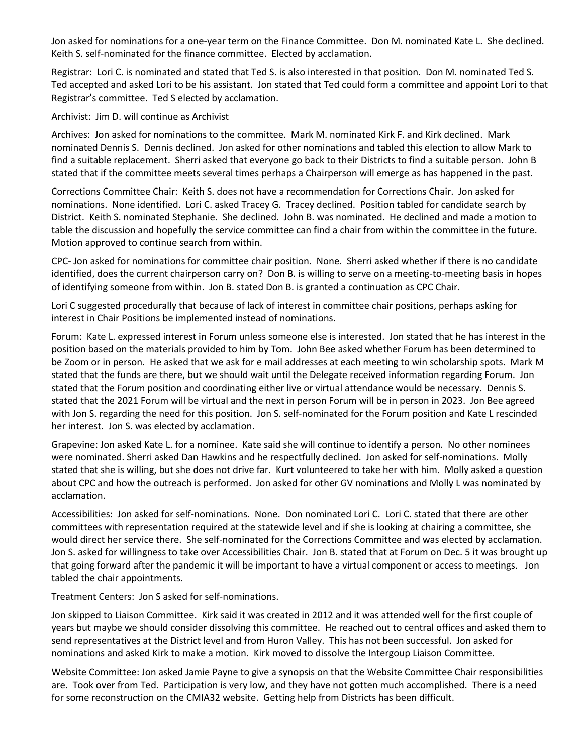Jon asked for nominations for a one-year term on the Finance Committee. Don M. nominated Kate L. She declined. Keith S. self-nominated for the finance committee. Elected by acclamation.

Registrar: Lori C. is nominated and stated that Ted S. is also interested in that position. Don M. nominated Ted S. Ted accepted and asked Lori to be his assistant. Jon stated that Ted could form a committee and appoint Lori to that Registrar's committee. Ted S elected by acclamation.

Archivist: Jim D. will continue as Archivist

Archives: Jon asked for nominations to the committee. Mark M. nominated Kirk F. and Kirk declined. Mark nominated Dennis S. Dennis declined. Jon asked for other nominations and tabled this election to allow Mark to find a suitable replacement. Sherri asked that everyone go back to their Districts to find a suitable person. John B stated that if the committee meets several times perhaps a Chairperson will emerge as has happened in the past.

Corrections Committee Chair: Keith S. does not have a recommendation for Corrections Chair. Jon asked for nominations. None identified. Lori C. asked Tracey G. Tracey declined. Position tabled for candidate search by District. Keith S. nominated Stephanie. She declined. John B. was nominated. He declined and made a motion to table the discussion and hopefully the service committee can find a chair from within the committee in the future. Motion approved to continue search from within.

CPC- Jon asked for nominations for committee chair position. None. Sherri asked whether if there is no candidate identified, does the current chairperson carry on? Don B. is willing to serve on a meeting-to-meeting basis in hopes of identifying someone from within. Jon B. stated Don B. is granted a continuation as CPC Chair.

Lori C suggested procedurally that because of lack of interest in committee chair positions, perhaps asking for interest in Chair Positions be implemented instead of nominations.

Forum: Kate L. expressed interest in Forum unless someone else is interested. Jon stated that he has interest in the position based on the materials provided to him by Tom. John Bee asked whether Forum has been determined to be Zoom or in person. He asked that we ask for e mail addresses at each meeting to win scholarship spots. Mark M stated that the funds are there, but we should wait until the Delegate received information regarding Forum. Jon stated that the Forum position and coordinating either live or virtual attendance would be necessary. Dennis S. stated that the 2021 Forum will be virtual and the next in person Forum will be in person in 2023. Jon Bee agreed with Jon S. regarding the need for this position. Jon S. self-nominated for the Forum position and Kate L rescinded her interest. Jon S. was elected by acclamation.

Grapevine: Jon asked Kate L. for a nominee. Kate said she will continue to identify a person. No other nominees were nominated. Sherri asked Dan Hawkins and he respectfully declined. Jon asked for self-nominations. Molly stated that she is willing, but she does not drive far. Kurt volunteered to take her with him. Molly asked a question about CPC and how the outreach is performed. Jon asked for other GV nominations and Molly L was nominated by acclamation.

Accessibilities: Jon asked for self-nominations. None. Don nominated Lori C. Lori C. stated that there are other committees with representation required at the statewide level and if she is looking at chairing a committee, she would direct her service there. She self-nominated for the Corrections Committee and was elected by acclamation. Jon S. asked for willingness to take over Accessibilities Chair. Jon B. stated that at Forum on Dec. 5 it was brought up that going forward after the pandemic it will be important to have a virtual component or access to meetings. Jon tabled the chair appointments.

Treatment Centers: Jon S asked for self-nominations.

Jon skipped to Liaison Committee. Kirk said it was created in 2012 and it was attended well for the first couple of years but maybe we should consider dissolving this committee. He reached out to central offices and asked them to send representatives at the District level and from Huron Valley. This has not been successful. Jon asked for nominations and asked Kirk to make a motion. Kirk moved to dissolve the Intergoup Liaison Committee.

Website Committee: Jon asked Jamie Payne to give a synopsis on that the Website Committee Chair responsibilities are. Took over from Ted. Participation is very low, and they have not gotten much accomplished. There is a need for some reconstruction on the CMIA32 website. Getting help from Districts has been difficult.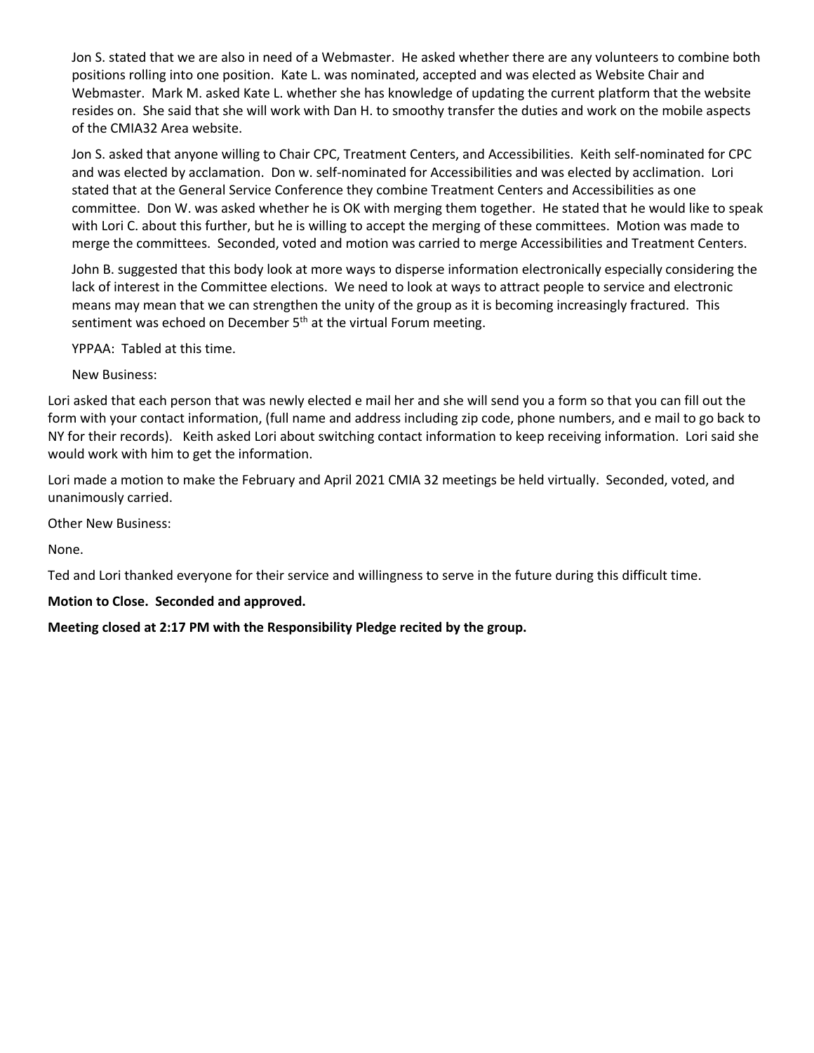Jon S. stated that we are also in need of a Webmaster. He asked whether there are any volunteers to combine both positions rolling into one position. Kate L. was nominated, accepted and was elected as Website Chair and Webmaster. Mark M. asked Kate L. whether she has knowledge of updating the current platform that the website resides on. She said that she will work with Dan H. to smoothy transfer the duties and work on the mobile aspects of the CMIA32 Area website.

Jon S. asked that anyone willing to Chair CPC, Treatment Centers, and Accessibilities. Keith self-nominated for CPC and was elected by acclamation. Don w. self-nominated for Accessibilities and was elected by acclimation. Lori stated that at the General Service Conference they combine Treatment Centers and Accessibilities as one committee. Don W. was asked whether he is OK with merging them together. He stated that he would like to speak with Lori C. about this further, but he is willing to accept the merging of these committees. Motion was made to merge the committees. Seconded, voted and motion was carried to merge Accessibilities and Treatment Centers.

John B. suggested that this body look at more ways to disperse information electronically especially considering the lack of interest in the Committee elections. We need to look at ways to attract people to service and electronic means may mean that we can strengthen the unity of the group as it is becoming increasingly fractured. This sentiment was echoed on December 5th at the virtual Forum meeting.

YPPAA: Tabled at this time.

New Business:

Lori asked that each person that was newly elected e mail her and she will send you a form so that you can fill out the form with your contact information, (full name and address including zip code, phone numbers, and e mail to go back to NY for their records). Keith asked Lori about switching contact information to keep receiving information. Lori said she would work with him to get the information.

Lori made a motion to make the February and April 2021 CMIA 32 meetings be held virtually. Seconded, voted, and unanimously carried.

Other New Business:

None.

Ted and Lori thanked everyone for their service and willingness to serve in the future during this difficult time.

**Motion to Close. Seconded and approved.**

**Meeting closed at 2:17 PM with the Responsibility Pledge recited by the group.**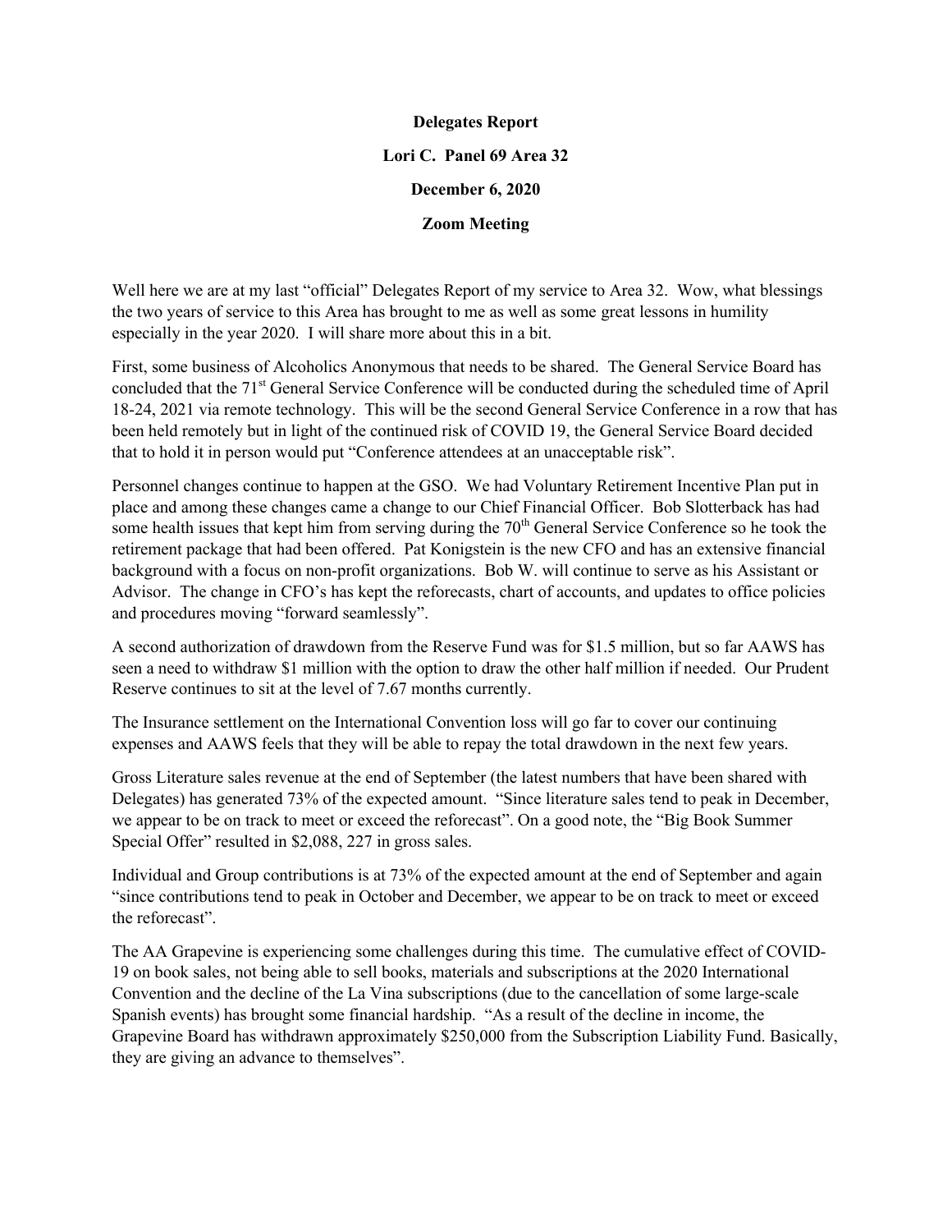**Delegates Report**

**Lori C. Panel 69 Area 32**

**December 6, 2020**

**Zoom Meeting**

Well here we are at my last "official" Delegates Report of my service to Area 32. Wow, what blessings the two years of service to this Area has brought to me as well as some great lessons in humility especially in the year 2020. I will share more about this in a bit.

First, some business of Alcoholics Anonymous that needs to be shared. The General Service Board has concluded that the 71st General Service Conference will be conducted during the scheduled time of April 18-24, 2021 via remote technology. This will be the second General Service Conference in a row that has been held remotely but in light of the continued risk of COVID 19, the General Service Board decided that to hold it in person would put "Conference attendees at an unacceptable risk".

Personnel changes continue to happen at the GSO. We had Voluntary Retirement Incentive Plan put in place and among these changes came a change to our Chief Financial Officer. Bob Slotterback has had some health issues that kept him from serving during the 70th General Service Conference so he took the retirement package that had been offered. Pat Konigstein is the new CFO and has an extensive financial background with a focus on non-profit organizations. Bob W. will continue to serve as his Assistant or Advisor. The change in CFO's has kept the reforecasts, chart of accounts, and updates to office policies and procedures moving "forward seamlessly".

A second authorization of drawdown from the Reserve Fund was for $1.5 million, but so far AAWS has seen a need to withdraw $1 million with the option to draw the other half million if needed. Our Prudent Reserve continues to sit at the level of 7.67 months currently.

The Insurance settlement on the International Convention loss will go far to cover our continuing expenses and AAWS feels that they will be able to repay the total drawdown in the next few years.

Gross Literature sales revenue at the end of September (the latest numbers that have been shared with Delegates) has generated 73% of the expected amount. "Since literature sales tend to peak in December, we appear to be on track to meet or exceed the reforecast". On a good note, the "Big Book Summer Special Offer" resulted in $2,088, 227 in gross sales.

Individual and Group contributions is at 73% of the expected amount at the end of September and again "since contributions tend to peak in October and December, we appear to be on track to meet or exceed the reforecast".

The AA Grapevine is experiencing some challenges during this time. The cumulative effect of COVID-19 on book sales, not being able to sell books, materials and subscriptions at the 2020 International Convention and the decline of the La Vina subscriptions (due to the cancellation of some large-scale Spanish events) has brought some financial hardship. "As a result of the decline in income, the Grapevine Board has withdrawn approximately $250,000 from the Subscription Liability Fund. Basically, they are giving an advance to themselves".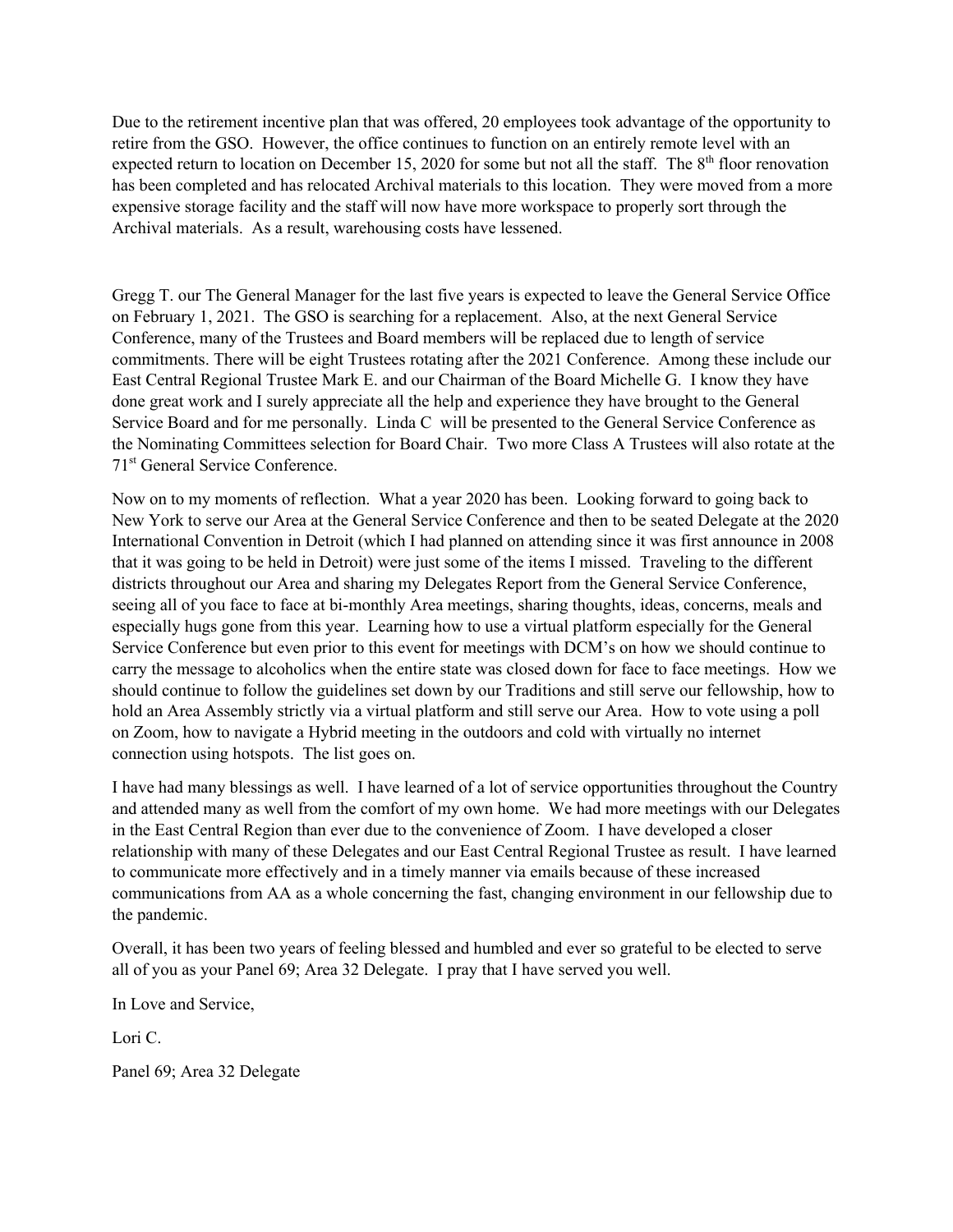Due to the retirement incentive plan that was offered, 20 employees took advantage of the opportunity to retire from the GSO. However, the office continues to function on an entirely remote level with an expected return to location on December 15, 2020 for some but not all the staff. The 8th floor renovation has been completed and has relocated Archival materials to this location. They were moved from a more expensive storage facility and the staff will now have more workspace to properly sort through the Archival materials. As a result, warehousing costs have lessened.

Gregg T. our The General Manager for the last five years is expected to leave the General Service Office on February 1, 2021. The GSO is searching for a replacement. Also, at the next General Service Conference, many of the Trustees and Board members will be replaced due to length of service commitments. There will be eight Trustees rotating after the 2021 Conference. Among these include our East Central Regional Trustee Mark E. and our Chairman of the Board Michelle G. I know they have done great work and I surely appreciate all the help and experience they have brought to the General Service Board and for me personally. Linda C will be presented to the General Service Conference as the Nominating Committees selection for Board Chair. Two more Class A Trustees will also rotate at the 71st General Service Conference.

Now on to my moments of reflection. What a year 2020 has been. Looking forward to going back to New York to serve our Area at the General Service Conference and then to be seated Delegate at the 2020 International Convention in Detroit (which I had planned on attending since it was first announce in 2008 that it was going to be held in Detroit) were just some of the items I missed. Traveling to the different districts throughout our Area and sharing my Delegates Report from the General Service Conference, seeing all of you face to face at bi-monthly Area meetings, sharing thoughts, ideas, concerns, meals and especially hugs gone from this year. Learning how to use a virtual platform especially for the General Service Conference but even prior to this event for meetings with DCM's on how we should continue to carry the message to alcoholics when the entire state was closed down for face to face meetings. How we should continue to follow the guidelines set down by our Traditions and still serve our fellowship, how to hold an Area Assembly strictly via a virtual platform and still serve our Area. How to vote using a poll on Zoom, how to navigate a Hybrid meeting in the outdoors and cold with virtually no internet connection using hotspots. The list goes on.

I have had many blessings as well. I have learned of a lot of service opportunities throughout the Country and attended many as well from the comfort of my own home. We had more meetings with our Delegates in the East Central Region than ever due to the convenience of Zoom. I have developed a closer relationship with many of these Delegates and our East Central Regional Trustee as result. I have learned to communicate more effectively and in a timely manner via emails because of these increased communications from AA as a whole concerning the fast, changing environment in our fellowship due to the pandemic.

Overall, it has been two years of feeling blessed and humbled and ever so grateful to be elected to serve all of you as your Panel 69; Area 32 Delegate. I pray that I have served you well.

In Love and Service,

Lori C.

Panel 69; Area 32 Delegate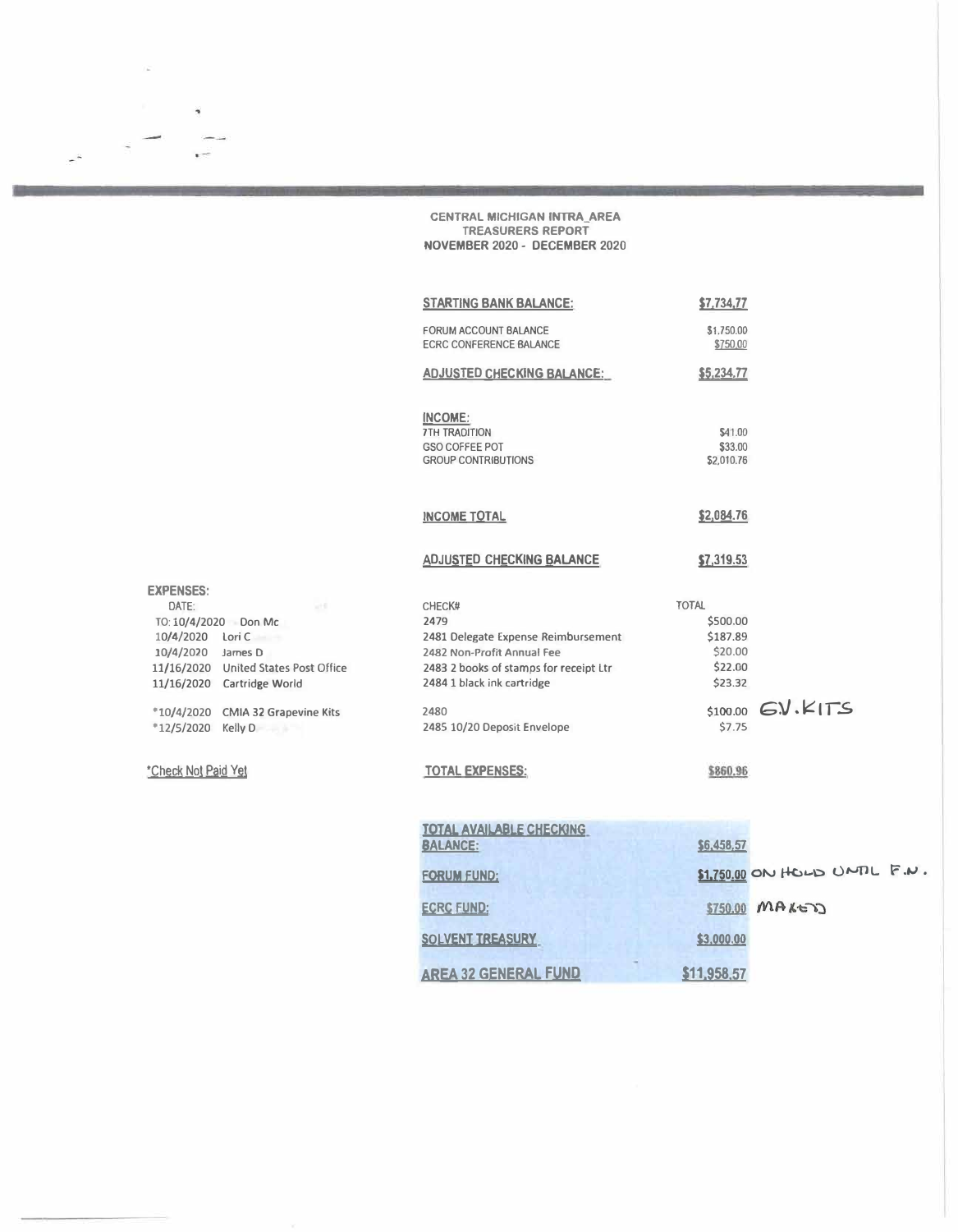**CENTRAL MICHIGAN INTRA_AREA**
**TREASURERS REPORT**
**NOVEMBER 2020 - DECEMBER 2020**

| | |
|---|---|
| **STARTING BANK BALANCE:** | **$7,734.77** |
| FORUM ACCOUNT BALANCE | $1,750.00 |
| ECRC CONFERENCE BALANCE | $750.00 |
| **ADJUSTED CHECKING BALANCE:** | **$5,234.77** |

**INCOME:**

| | |
|---|---|
| 7TH TRADITION | $41.00 |
| GSO COFFEE POT | $33.00 |
| GROUP CONTRIBUTIONS | $2,010.76 |
| **INCOME TOTAL** | **$2,084.76** |
| **ADJUSTED CHECKING BALANCE** | **$7,319.53** |

**EXPENSES:**

| DATE: | | CHECK# | TOTAL | |
|---|---|---|---|---|
| TO: 10/4/2020 | Don Mc | 2479 | $500.00 | |
| 10/4/2020 | Lori C | 2481 Delegate Expense Reimbursement | $187.89 | |
| 10/4/2020 | James D | 2482 Non-Profit Annual Fee | $20.00 | |
| 11/16/2020 | United States Post Office | 2483 2 books of stamps for receipt Ltr | $22.00 | |
| 11/16/2020 | Cartridge World | 2484 1 black ink cartridge | $23.32 | |
| *10/4/2020 | CMIA 32 Grapevine Kits | 2480 | $100.00 | G.V. KITS |
| *12/5/2020 | Kelly D | 2485 10/20 Deposit Envelope | $7.75 | |

*Check Not Paid Yet

| | | |
|---|---|---|
| **TOTAL EXPENSES:** | **$860.96** | |
| **TOTAL AVAILABLE CHECKING BALANCE:** | **$6,458.57** | |
| **FORUM FUND:** | **$1,750.00** | ON HOLD UNTIL F.N. |
| **ECRC FUND:** | **$750.00** | MAKED |
| **SOLVENT TREASURY** | **$3,000.00** | |
| **AREA 32 GENERAL FUND** | **$11,958.57** | |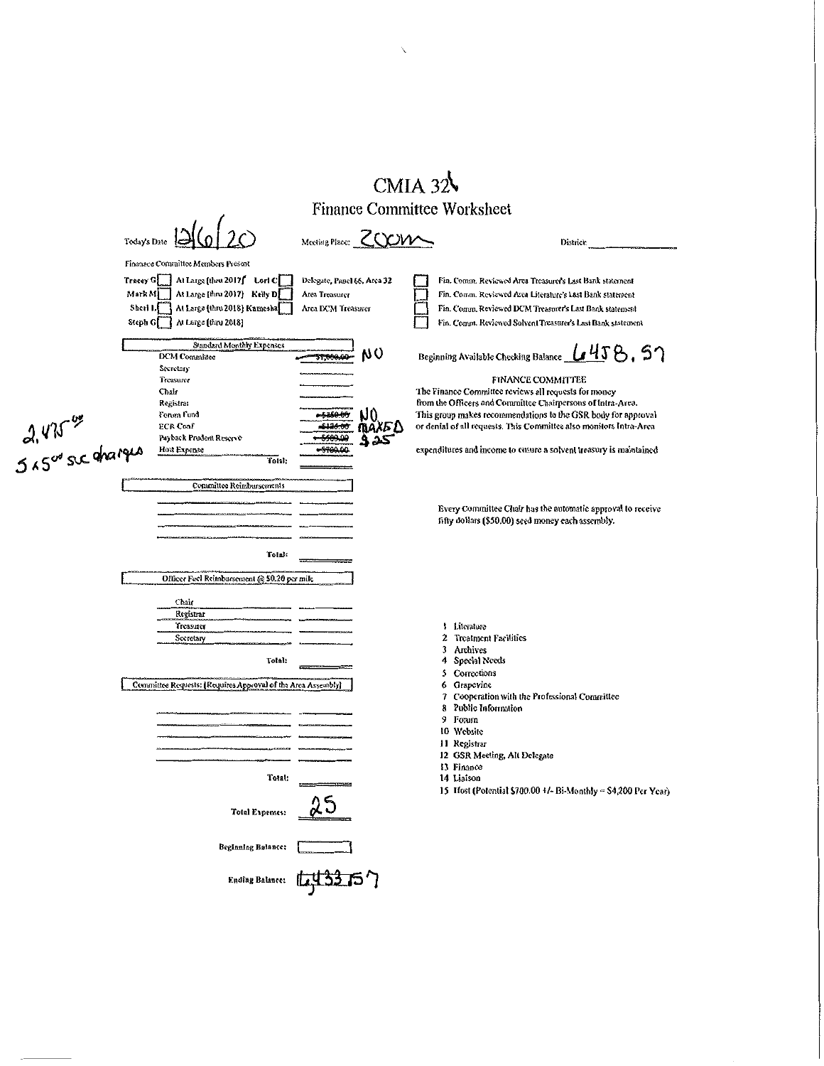# CMIA 32

## Finance Committee Worksheet

Today's Date 12/6/20 Meeting Place: Zoom District ____________

Finance Committee Members Present

| | | | | |
|---|---|---|---|---|
| Tracey G | At Large (thru 2017) | Lori C | Delegate, Panel 66, Area 32 | Fin. Comm. Reviewed Area Treasurer's Last Bank statement |
| Mark M | At Large (thru 2017) | Kelly D | Area Treasurer | Fin. Comm. Reviewed Area Literature's Last Bank statement |
| Sheri L | At Large (thru 2018) | Kamesha | Area DCM Treasurer | Fin. Comm. Reviewed DCM Treasurer's Last Bank statement |
| Steph G | At Large (thru 2018) | | | Fin. Comm. Reviewed Solvent Treasurer's Last Bank statement |

Beginning Available Checking Balance 6458.57

| Standard Monthly Expenses | | |
|---|---|---|
| DCM Committee | ~~$1,000.00~~ | NO |
| Secretary | | |
| Treasurer | | |
| Chair | | |
| Registrar | | |
| Forum Fund | ~~$250.00~~ | NO |
| ECR Conf | ~~$125.00~~ | MAXED |
| Payback Prudent Reserve | ~~$500.00~~ | $25 |
| Host Expense | ~~$700.00~~ | |
| Total: | | |

2,475.00
5 x 5.00 svc charges

### FINANCE COMMITTEE

The Finance Committee reviews all requests for money from the Officers and Committee Chairpersons of Intra-Area. This group makes recommendations to the GSR body for approval or denial of all requests. This Committee also monitors Intra-Area expenditures and income to ensure a solvent treasury is maintained

| Committee Reimbursements | |
|---|---|
| | |
| | |
| | |
| | |
| Total: | |

Every Committee Chair has the automatic approval to receive fifty dollars ($50.00) seed money each assembly.

| Officer Fuel Reimbursement @ $0.20 per mile | |
|---|---|
| Chair | |
| Registrar | |
| Treasurer | |
| Secretary | |
| Total: | |

1. Literature
2. Treatment Facilities
3. Archives
4. Special Needs
5. Corrections
6. Grapevine
7. Cooperation with the Professional Committee
8. Public Information
9. Forum
10. Website
11. Registrar
12. GSR Meeting, Alt Delegate
13. Finance
14. Liaison
15. Host (Potential $700.00 +/- Bi-Monthly = $4,200 Per Year)

| Committee Requests: (Requires Approval of the Area Assembly) | |
|---|---|
| | |
| | |
| | |
| | |
| | |
| Total: | |

Total Expenses: 25

Beginning Balance:

Ending Balance: 6433.57